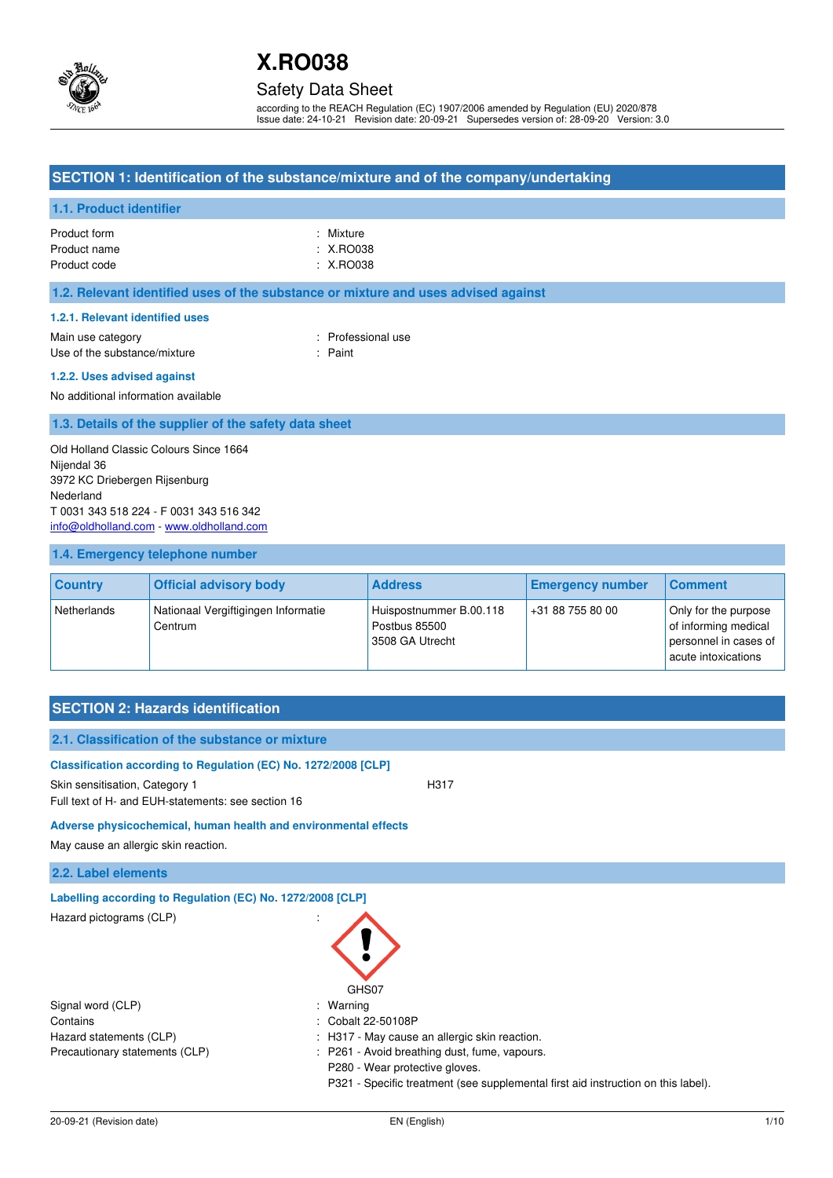# X.RO038

## Safety Data Sheet

according to the REACH Regulation (EC) 1907/2006 amended by Regulation (EU) 2020/878
Issue date: 24-10-21 Revision date: 20-09-21 Supersedes version of: 28-09-20 Version: 3.0

## SECTION 1: Identification of the substance/mixture and of the company/undertaking

### 1.1. Product identifier

Product form : Mixture
Product name : X.RO038
Product code : X.RO038

### 1.2. Relevant identified uses of the substance or mixture and uses advised against

#### 1.2.1. Relevant identified uses

Main use category : Professional use
Use of the substance/mixture : Paint

#### 1.2.2. Uses advised against

No additional information available

### 1.3. Details of the supplier of the safety data sheet

Old Holland Classic Colours Since 1664
Nijendal 36
3972 KC Driebergen Rijsenburg
Nederland
T 0031 343 518 224 - F 0031 343 516 342
info@oldholland.com - www.oldholland.com

### 1.4. Emergency telephone number

| Country | Official advisory body | Address | Emergency number | Comment |
|---|---|---|---|---|
| Netherlands | Nationaal Vergiftigingen Informatie Centrum | Huispostnummer B.00.118 Postbus 85500 3508 GA Utrecht | +31 88 755 80 00 | Only for the purpose of informing medical personnel in cases of acute intoxications |

## SECTION 2: Hazards identification

### 2.1. Classification of the substance or mixture

#### Classification according to Regulation (EC) No. 1272/2008 [CLP]

Skin sensitisation, Category 1 H317
Full text of H- and EUH-statements: see section 16

#### Adverse physicochemical, human health and environmental effects

May cause an allergic skin reaction.

### 2.2. Label elements

#### Labelling according to Regulation (EC) No. 1272/2008 [CLP]

Hazard pictograms (CLP) :

GHS07

Signal word (CLP) : Warning
Contains : Cobalt 22-50108P
Hazard statements (CLP) : H317 - May cause an allergic skin reaction.
Precautionary statements (CLP) : P261 - Avoid breathing dust, fume, vapours.
P280 - Wear protective gloves.
P321 - Specific treatment (see supplemental first aid instruction on this label).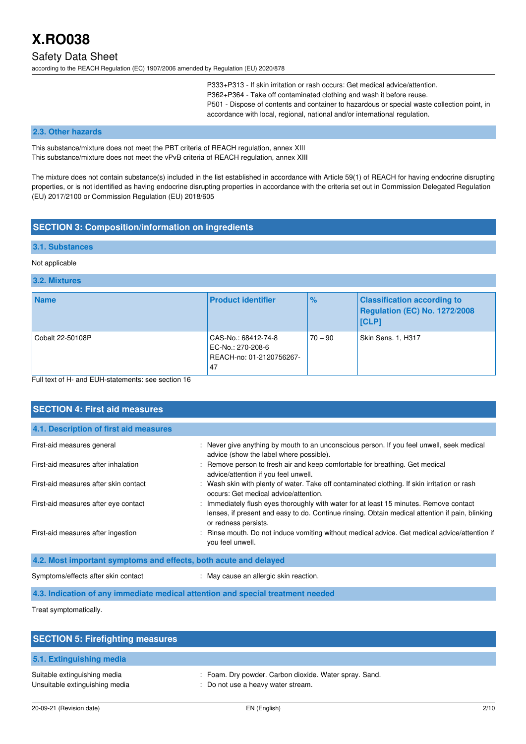P333+P313 - If skin irritation or rash occurs: Get medical advice/attention.
P362+P364 - Take off contaminated clothing and wash it before reuse.
P501 - Dispose of contents and container to hazardous or special waste collection point, in accordance with local, regional, national and/or international regulation.

### 2.3. Other hazards

This substance/mixture does not meet the PBT criteria of REACH regulation, annex XIII
This substance/mixture does not meet the vPvB criteria of REACH regulation, annex XIII

The mixture does not contain substance(s) included in the list established in accordance with Article 59(1) of REACH for having endocrine disrupting properties, or is not identified as having endocrine disrupting properties in accordance with the criteria set out in Commission Delegated Regulation (EU) 2017/2100 or Commission Regulation (EU) 2018/605

## SECTION 3: Composition/information on ingredients

### 3.1. Substances

Not applicable

### 3.2. Mixtures

| Name | Product identifier | % | Classification according to Regulation (EC) No. 1272/2008 [CLP] |
|---|---|---|---|
| Cobalt 22-50108P | CAS-No.: 68412-74-8<br>EC-No.: 270-208-6<br>REACH-no: 01-2120756267-47 | 70 – 90 | Skin Sens. 1, H317 |

Full text of H- and EUH-statements: see section 16

## SECTION 4: First aid measures

### 4.1. Description of first aid measures

First-aid measures general : Never give anything by mouth to an unconscious person. If you feel unwell, seek medical advice (show the label where possible).

First-aid measures after inhalation : Remove person to fresh air and keep comfortable for breathing. Get medical advice/attention if you feel unwell.

First-aid measures after skin contact : Wash skin with plenty of water. Take off contaminated clothing. If skin irritation or rash occurs: Get medical advice/attention.

First-aid measures after eye contact : Immediately flush eyes thoroughly with water for at least 15 minutes. Remove contact lenses, if present and easy to do. Continue rinsing. Obtain medical attention if pain, blinking or redness persists.

First-aid measures after ingestion : Rinse mouth. Do not induce vomiting without medical advice. Get medical advice/attention if you feel unwell.

### 4.2. Most important symptoms and effects, both acute and delayed

Symptoms/effects after skin contact : May cause an allergic skin reaction.

### 4.3. Indication of any immediate medical attention and special treatment needed

Treat symptomatically.

## SECTION 5: Firefighting measures

### 5.1. Extinguishing media

Suitable extinguishing media : Foam. Dry powder. Carbon dioxide. Water spray. Sand.

Unsuitable extinguishing media : Do not use a heavy water stream.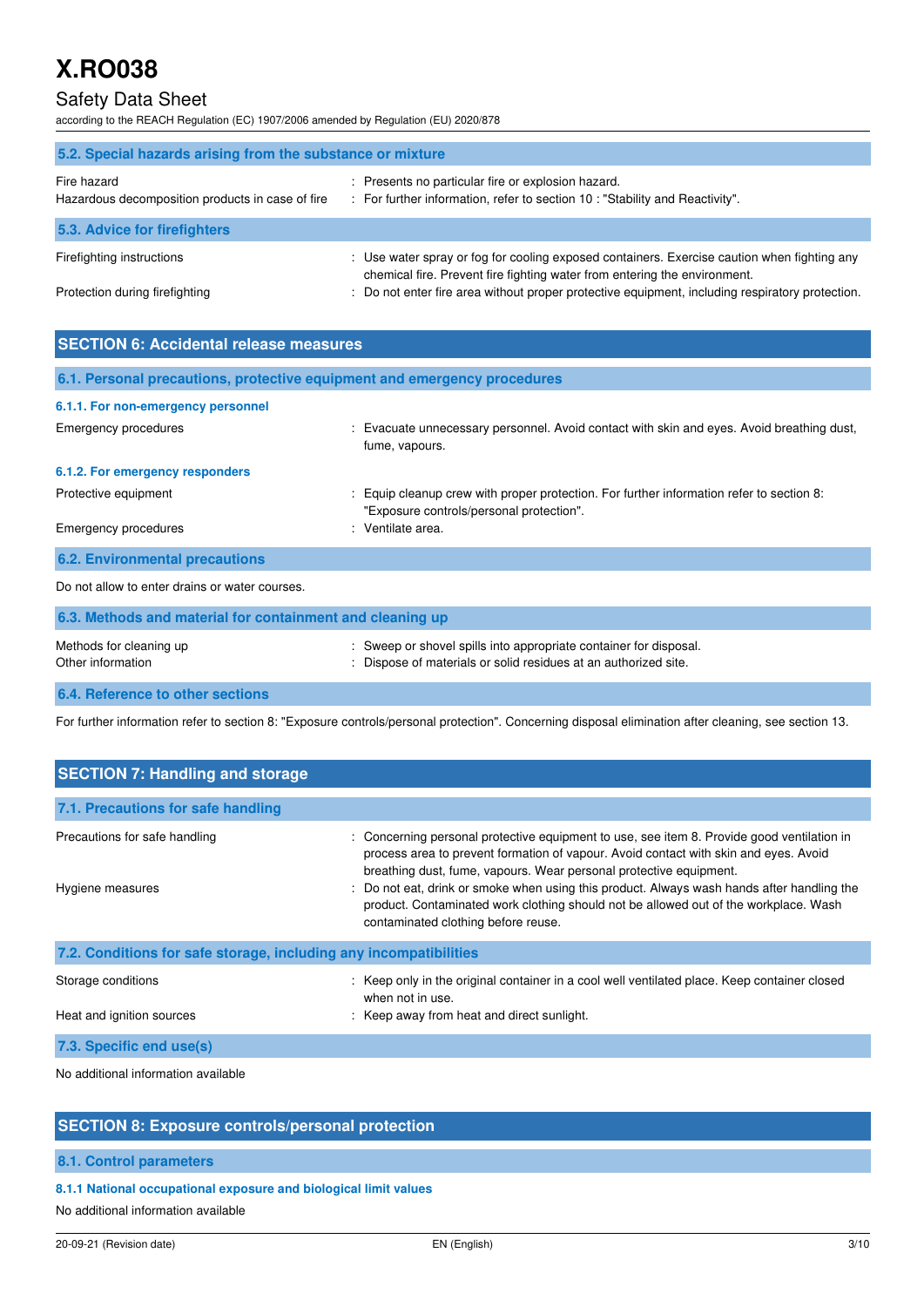### 5.2. Special hazards arising from the substance or mixture

| | |
|---|---|
| Fire hazard | : Presents no particular fire or explosion hazard. |
| Hazardous decomposition products in case of fire | : For further information, refer to section 10 : "Stability and Reactivity". |

### 5.3. Advice for firefighters

| | |
|---|---|
| Firefighting instructions | : Use water spray or fog for cooling exposed containers. Exercise caution when fighting any chemical fire. Prevent fire fighting water from entering the environment. |
| Protection during firefighting | : Do not enter fire area without proper protective equipment, including respiratory protection. |

## SECTION 6: Accidental release measures

### 6.1. Personal precautions, protective equipment and emergency procedures

#### 6.1.1. For non-emergency personnel

| | |
|---|---|
| Emergency procedures | : Evacuate unnecessary personnel. Avoid contact with skin and eyes. Avoid breathing dust, fume, vapours. |

#### 6.1.2. For emergency responders

| | |
|---|---|
| Protective equipment | : Equip cleanup crew with proper protection. For further information refer to section 8: "Exposure controls/personal protection". |
| Emergency procedures | : Ventilate area. |

### 6.2. Environmental precautions

Do not allow to enter drains or water courses.

### 6.3. Methods and material for containment and cleaning up

| | |
|---|---|
| Methods for cleaning up | : Sweep or shovel spills into appropriate container for disposal. |
| Other information | : Dispose of materials or solid residues at an authorized site. |

### 6.4. Reference to other sections

For further information refer to section 8: "Exposure controls/personal protection". Concerning disposal elimination after cleaning, see section 13.

## SECTION 7: Handling and storage

### 7.1. Precautions for safe handling

| | |
|---|---|
| Precautions for safe handling | : Concerning personal protective equipment to use, see item 8. Provide good ventilation in process area to prevent formation of vapour. Avoid contact with skin and eyes. Avoid breathing dust, fume, vapours. Wear personal protective equipment. |
| Hygiene measures | : Do not eat, drink or smoke when using this product. Always wash hands after handling the product. Contaminated work clothing should not be allowed out of the workplace. Wash contaminated clothing before reuse. |

### 7.2. Conditions for safe storage, including any incompatibilities

| | |
|---|---|
| Storage conditions | : Keep only in the original container in a cool well ventilated place. Keep container closed when not in use. |
| Heat and ignition sources | : Keep away from heat and direct sunlight. |

### 7.3. Specific end use(s)

No additional information available

## SECTION 8: Exposure controls/personal protection

### 8.1. Control parameters

#### 8.1.1 National occupational exposure and biological limit values

No additional information available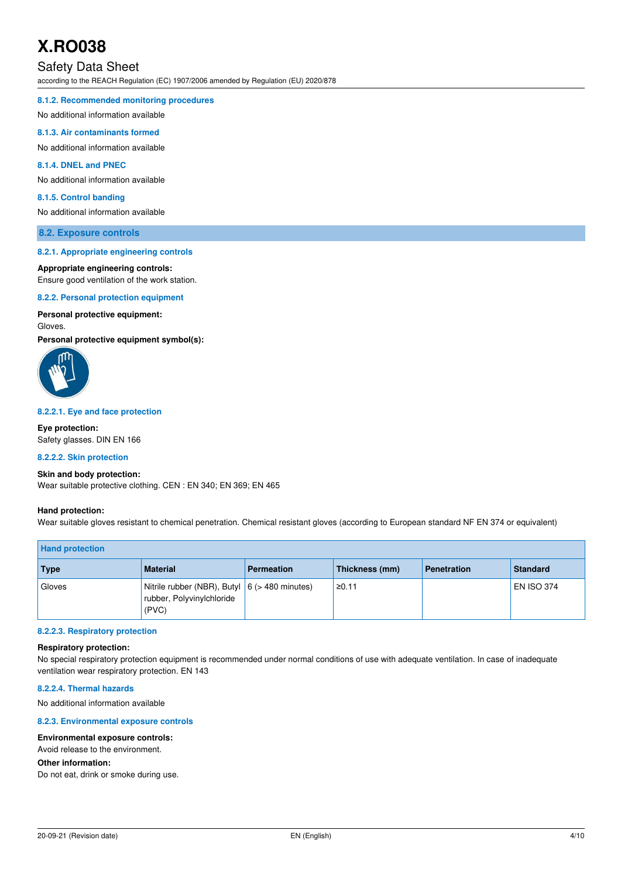#### 8.1.2. Recommended monitoring procedures

No additional information available

#### 8.1.3. Air contaminants formed

No additional information available

#### 8.1.4. DNEL and PNEC

No additional information available

#### 8.1.5. Control banding

No additional information available

### 8.2. Exposure controls

#### 8.2.1. Appropriate engineering controls

**Appropriate engineering controls:**
Ensure good ventilation of the work station.

#### 8.2.2. Personal protection equipment

**Personal protective equipment:**
Gloves.

**Personal protective equipment symbol(s):**

#### 8.2.2.1. Eye and face protection

**Eye protection:**
Safety glasses. DIN EN 166

#### 8.2.2.2. Skin protection

**Skin and body protection:**
Wear suitable protective clothing. CEN : EN 340; EN 369; EN 465

**Hand protection:**
Wear suitable gloves resistant to chemical penetration. Chemical resistant gloves (according to European standard NF EN 374 or equivalent)

| Hand protection | | | | | |
|---|---|---|---|---|---|
| **Type** | **Material** | **Permeation** | **Thickness (mm)** | **Penetration** | **Standard** |
| Gloves | Nitrile rubber (NBR), Butyl rubber, Polyvinylchloride (PVC) | 6 (> 480 minutes) | ≥0.11 | | EN ISO 374 |

#### 8.2.2.3. Respiratory protection

**Respiratory protection:**
No special respiratory protection equipment is recommended under normal conditions of use with adequate ventilation. In case of inadequate ventilation wear respiratory protection. EN 143

#### 8.2.2.4. Thermal hazards

No additional information available

#### 8.2.3. Environmental exposure controls

**Environmental exposure controls:**
Avoid release to the environment.

**Other information:**
Do not eat, drink or smoke during use.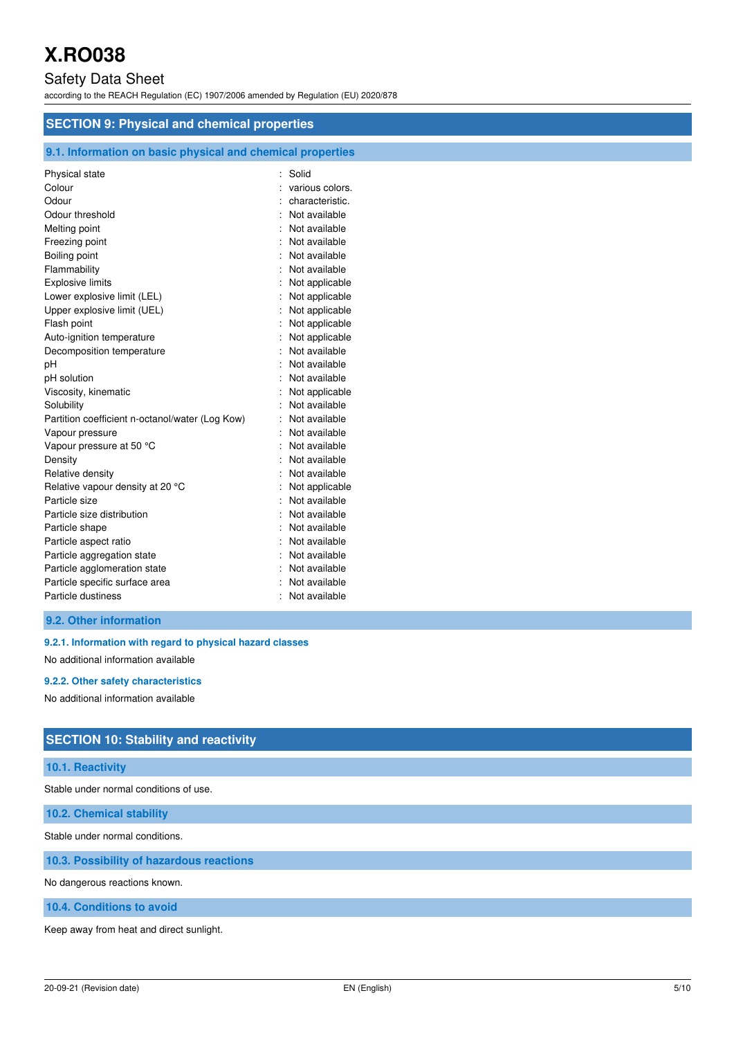## SECTION 9: Physical and chemical properties

### 9.1. Information on basic physical and chemical properties

| Property | | Value |
|---|---|---|
| Physical state | : | Solid |
| Colour | : | various colors. |
| Odour | : | characteristic. |
| Odour threshold | : | Not available |
| Melting point | : | Not available |
| Freezing point | : | Not available |
| Boiling point | : | Not available |
| Flammability | : | Not available |
| Explosive limits | : | Not applicable |
| Lower explosive limit (LEL) | : | Not applicable |
| Upper explosive limit (UEL) | : | Not applicable |
| Flash point | : | Not applicable |
| Auto-ignition temperature | : | Not applicable |
| Decomposition temperature | : | Not available |
| pH | : | Not available |
| pH solution | : | Not available |
| Viscosity, kinematic | : | Not applicable |
| Solubility | : | Not available |
| Partition coefficient n-octanol/water (Log Kow) | : | Not available |
| Vapour pressure | : | Not available |
| Vapour pressure at 50 °C | : | Not available |
| Density | : | Not available |
| Relative density | : | Not available |
| Relative vapour density at 20 °C | : | Not applicable |
| Particle size | : | Not available |
| Particle size distribution | : | Not available |
| Particle shape | : | Not available |
| Particle aspect ratio | : | Not available |
| Particle aggregation state | : | Not available |
| Particle agglomeration state | : | Not available |
| Particle specific surface area | : | Not available |
| Particle dustiness | : | Not available |

### 9.2. Other information

#### 9.2.1. Information with regard to physical hazard classes

No additional information available

#### 9.2.2. Other safety characteristics

No additional information available

## SECTION 10: Stability and reactivity

### 10.1. Reactivity

Stable under normal conditions of use.

### 10.2. Chemical stability

Stable under normal conditions.

### 10.3. Possibility of hazardous reactions

No dangerous reactions known.

### 10.4. Conditions to avoid

Keep away from heat and direct sunlight.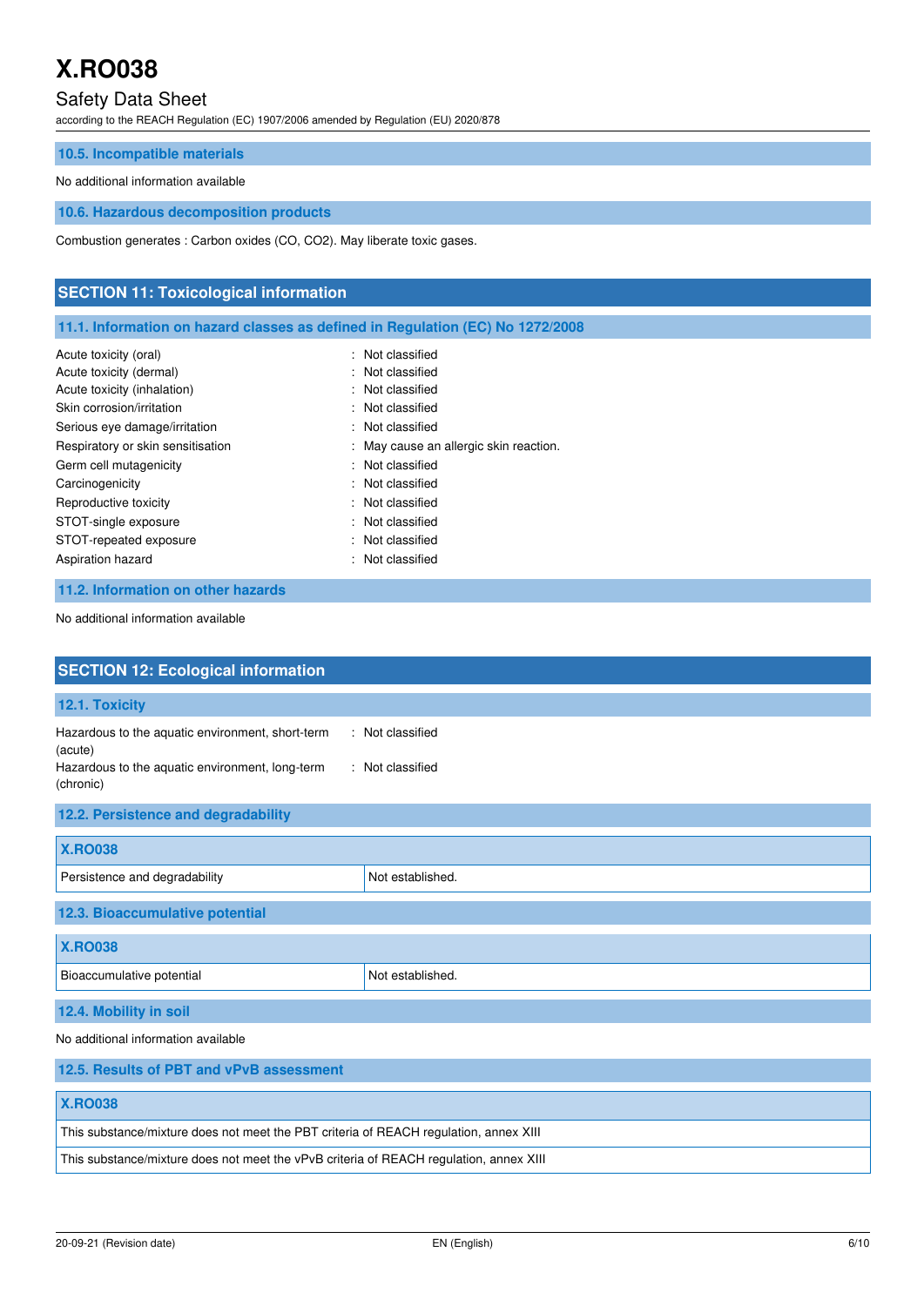### 10.5. Incompatible materials

No additional information available

### 10.6. Hazardous decomposition products

Combustion generates : Carbon oxides (CO, $CO_2$). May liberate toxic gases.

## SECTION 11: Toxicological information

### 11.1. Information on hazard classes as defined in Regulation (EC) No 1272/2008

| | |
|---|---|
| Acute toxicity (oral) | : Not classified |
| Acute toxicity (dermal) | : Not classified |
| Acute toxicity (inhalation) | : Not classified |
| Skin corrosion/irritation | : Not classified |
| Serious eye damage/irritation | : Not classified |
| Respiratory or skin sensitisation | : May cause an allergic skin reaction. |
| Germ cell mutagenicity | : Not classified |
| Carcinogenicity | : Not classified |
| Reproductive toxicity | : Not classified |
| STOT-single exposure | : Not classified |
| STOT-repeated exposure | : Not classified |
| Aspiration hazard | : Not classified |

### 11.2. Information on other hazards

No additional information available

## SECTION 12: Ecological information

### 12.1. Toxicity

| | |
|---|---|
| Hazardous to the aquatic environment, short-term (acute) | : Not classified |
| Hazardous to the aquatic environment, long-term (chronic) | : Not classified |

### 12.2. Persistence and degradability

| X.RO038 | |
|---|---|
| Persistence and degradability | Not established. |

### 12.3. Bioaccumulative potential

| X.RO038 | |
|---|---|
| Bioaccumulative potential | Not established. |

### 12.4. Mobility in soil

No additional information available

### 12.5. Results of PBT and vPvB assessment

| X.RO038 |
|---|
| This substance/mixture does not meet the PBT criteria of REACH regulation, annex XIII |
| This substance/mixture does not meet the vPvB criteria of REACH regulation, annex XIII |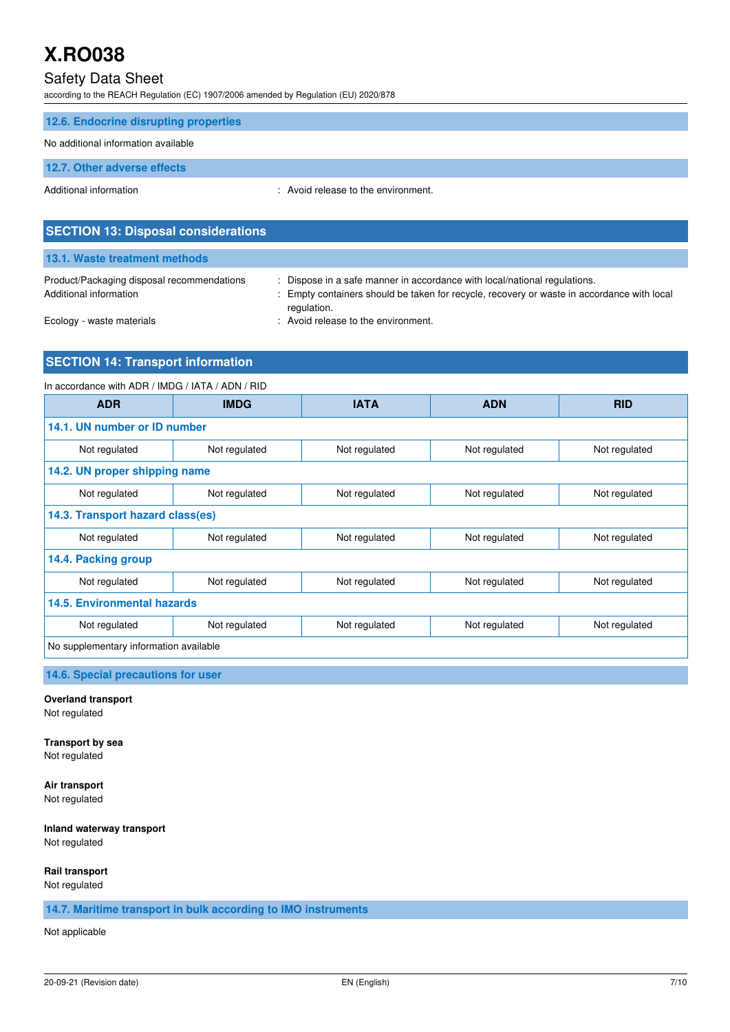### 12.6. Endocrine disrupting properties

No additional information available

### 12.7. Other adverse effects

Additional information : Avoid release to the environment.

## SECTION 13: Disposal considerations

### 13.1. Waste treatment methods

Product/Packaging disposal recommendations : Dispose in a safe manner in accordance with local/national regulations.

Additional information : Empty containers should be taken for recycle, recovery or waste in accordance with local regulation.

Ecology - waste materials : Avoid release to the environment.

## SECTION 14: Transport information

In accordance with ADR / IMDG / IATA / ADN / RID

| ADR | IMDG | IATA | ADN | RID |
|---|---|---|---|---|
| **14.1. UN number or ID number** | | | | |
| Not regulated | Not regulated | Not regulated | Not regulated | Not regulated |
| **14.2. UN proper shipping name** | | | | |
| Not regulated | Not regulated | Not regulated | Not regulated | Not regulated |
| **14.3. Transport hazard class(es)** | | | | |
| Not regulated | Not regulated | Not regulated | Not regulated | Not regulated |
| **14.4. Packing group** | | | | |
| Not regulated | Not regulated | Not regulated | Not regulated | Not regulated |
| **14.5. Environmental hazards** | | | | |
| Not regulated | Not regulated | Not regulated | Not regulated | Not regulated |
| No supplementary information available | | | | |

### 14.6. Special precautions for user

**Overland transport**
Not regulated

**Transport by sea**
Not regulated

**Air transport**
Not regulated

**Inland waterway transport**
Not regulated

**Rail transport**
Not regulated

### 14.7. Maritime transport in bulk according to IMO instruments

Not applicable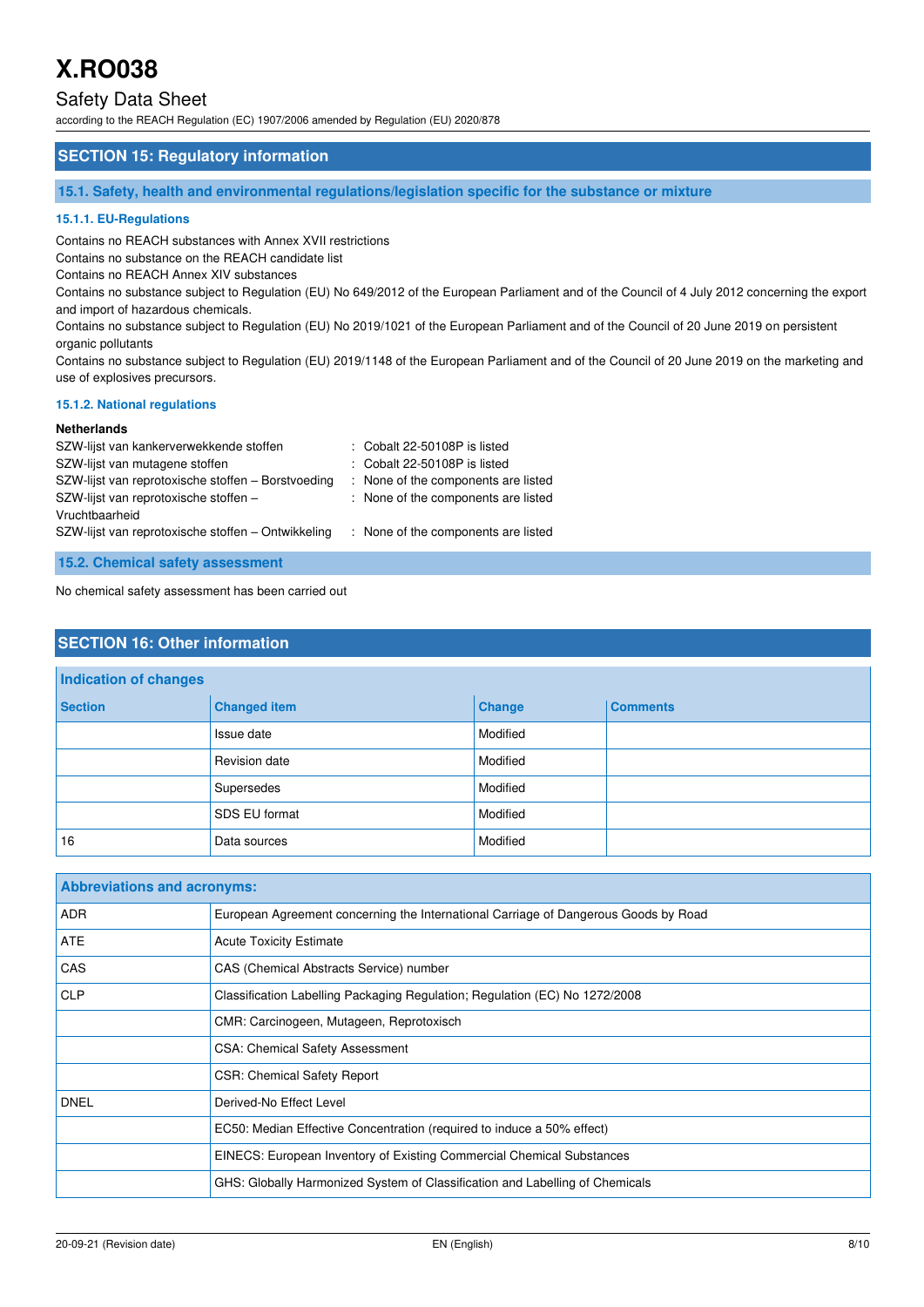## SECTION 15: Regulatory information

### 15.1. Safety, health and environmental regulations/legislation specific for the substance or mixture

#### 15.1.1. EU-Regulations

Contains no REACH substances with Annex XVII restrictions
Contains no substance on the REACH candidate list
Contains no REACH Annex XIV substances
Contains no substance subject to Regulation (EU) No 649/2012 of the European Parliament and of the Council of 4 July 2012 concerning the export and import of hazardous chemicals.
Contains no substance subject to Regulation (EU) No 2019/1021 of the European Parliament and of the Council of 20 June 2019 on persistent organic pollutants
Contains no substance subject to Regulation (EU) 2019/1148 of the European Parliament and of the Council of 20 June 2019 on the marketing and use of explosives precursors.

#### 15.1.2. National regulations

**Netherlands**

| | |
|---|---|
| SZW-lijst van kankerverwekkende stoffen | : Cobalt 22-50108P is listed |
| SZW-lijst van mutagene stoffen | : Cobalt 22-50108P is listed |
| SZW-lijst van reprotoxische stoffen – Borstvoeding | : None of the components are listed |
| SZW-lijst van reprotoxische stoffen – Vruchtbaarheid | : None of the components are listed |
| SZW-lijst van reprotoxische stoffen – Ontwikkeling | : None of the components are listed |

### 15.2. Chemical safety assessment

No chemical safety assessment has been carried out

## SECTION 16: Other information

**Indication of changes**

| Section | Changed item | Change | Comments |
|---|---|---|---|
| | Issue date | Modified | |
| | Revision date | Modified | |
| | Supersedes | Modified | |
| | SDS EU format | Modified | |
| 16 | Data sources | Modified | |

**Abbreviations and acronyms:**

| | |
|---|---|
| ADR | European Agreement concerning the International Carriage of Dangerous Goods by Road |
| ATE | Acute Toxicity Estimate |
| CAS | CAS (Chemical Abstracts Service) number |
| CLP | Classification Labelling Packaging Regulation; Regulation (EC) No 1272/2008 |
| | CMR: Carcinogeen, Mutageen, Reprotoxisch |
| | CSA: Chemical Safety Assessment |
| | CSR: Chemical Safety Report |
| DNEL | Derived-No Effect Level |
| | EC50: Median Effective Concentration (required to induce a 50% effect) |
| | EINECS: European Inventory of Existing Commercial Chemical Substances |
| | GHS: Globally Harmonized System of Classification and Labelling of Chemicals |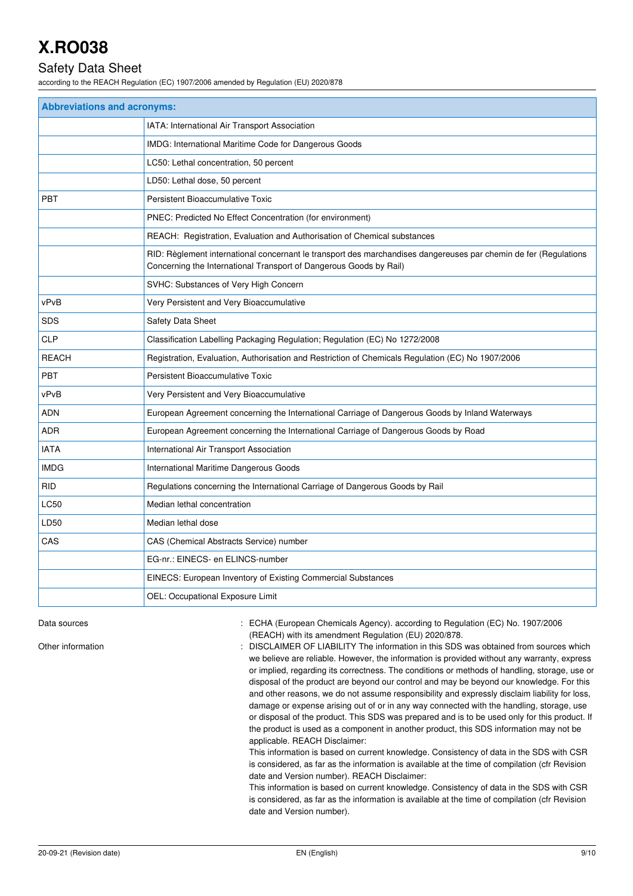| Abbreviations and acronyms: | |
|---|---|
| | IATA: International Air Transport Association |
| | IMDG: International Maritime Code for Dangerous Goods |
| | LC50: Lethal concentration, 50 percent |
| | LD50: Lethal dose, 50 percent |
| PBT | Persistent Bioaccumulative Toxic |
| | PNEC: Predicted No Effect Concentration (for environment) |
| | REACH: Registration, Evaluation and Authorisation of Chemical substances |
| | RID: Règlement international concernant le transport des marchandises dangereuses par chemin de fer (Regulations Concerning the International Transport of Dangerous Goods by Rail) |
| | SVHC: Substances of Very High Concern |
| vPvB | Very Persistent and Very Bioaccumulative |
| SDS | Safety Data Sheet |
| CLP | Classification Labelling Packaging Regulation; Regulation (EC) No 1272/2008 |
| REACH | Registration, Evaluation, Authorisation and Restriction of Chemicals Regulation (EC) No 1907/2006 |
| PBT | Persistent Bioaccumulative Toxic |
| vPvB | Very Persistent and Very Bioaccumulative |
| ADN | European Agreement concerning the International Carriage of Dangerous Goods by Inland Waterways |
| ADR | European Agreement concerning the International Carriage of Dangerous Goods by Road |
| IATA | International Air Transport Association |
| IMDG | International Maritime Dangerous Goods |
| RID | Regulations concerning the International Carriage of Dangerous Goods by Rail |
| LC50 | Median lethal concentration |
| LD50 | Median lethal dose |
| CAS | CAS (Chemical Abstracts Service) number |
| | EG-nr.: EINECS- en ELINCS-number |
| | EINECS: European Inventory of Existing Commercial Substances |
| | OEL: Occupational Exposure Limit |

Data sources : ECHA (European Chemicals Agency). according to Regulation (EC) No. 1907/2006 (REACH) with its amendment Regulation (EU) 2020/878.

Other information : DISCLAIMER OF LIABILITY The information in this SDS was obtained from sources which we believe are reliable. However, the information is provided without any warranty, express or implied, regarding its correctness. The conditions or methods of handling, storage, use or disposal of the product are beyond our control and may be beyond our knowledge. For this and other reasons, we do not assume responsibility and expressly disclaim liability for loss, damage or expense arising out of or in any way connected with the handling, storage, use or disposal of the product. This SDS was prepared and is to be used only for this product. If the product is used as a component in another product, this SDS information may not be applicable. REACH Disclaimer:
This information is based on current knowledge. Consistency of data in the SDS with CSR is considered, as far as the information is available at the time of compilation (cfr Revision date and Version number). REACH Disclaimer:
This information is based on current knowledge. Consistency of data in the SDS with CSR is considered, as far as the information is available at the time of compilation (cfr Revision date and Version number).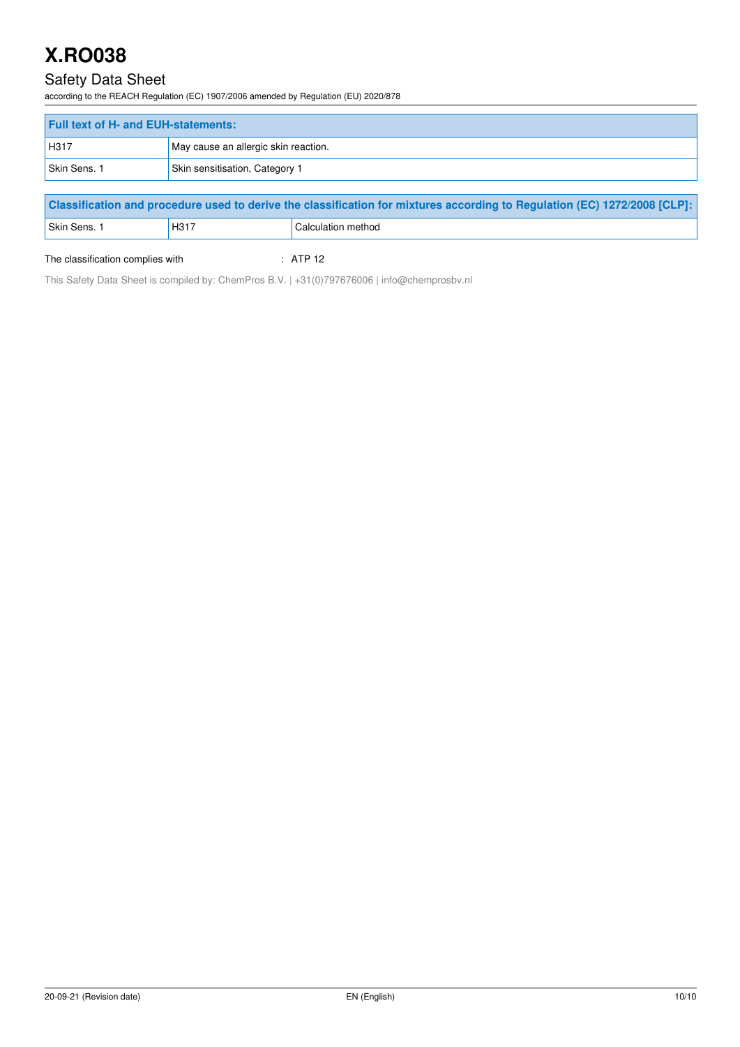| Full text of H- and EUH-statements: | |
| --- | --- |
| H317 | May cause an allergic skin reaction. |
| Skin Sens. 1 | Skin sensitisation, Category 1 |

| Classification and procedure used to derive the classification for mixtures according to Regulation (EC) 1272/2008 [CLP]: | | |
| --- | --- | --- |
| Skin Sens. 1 | H317 | Calculation method |

The classification complies with : ATP 12

This Safety Data Sheet is compiled by: ChemPros B.V. | +31(0)797676006 | info@chemprosbv.nl